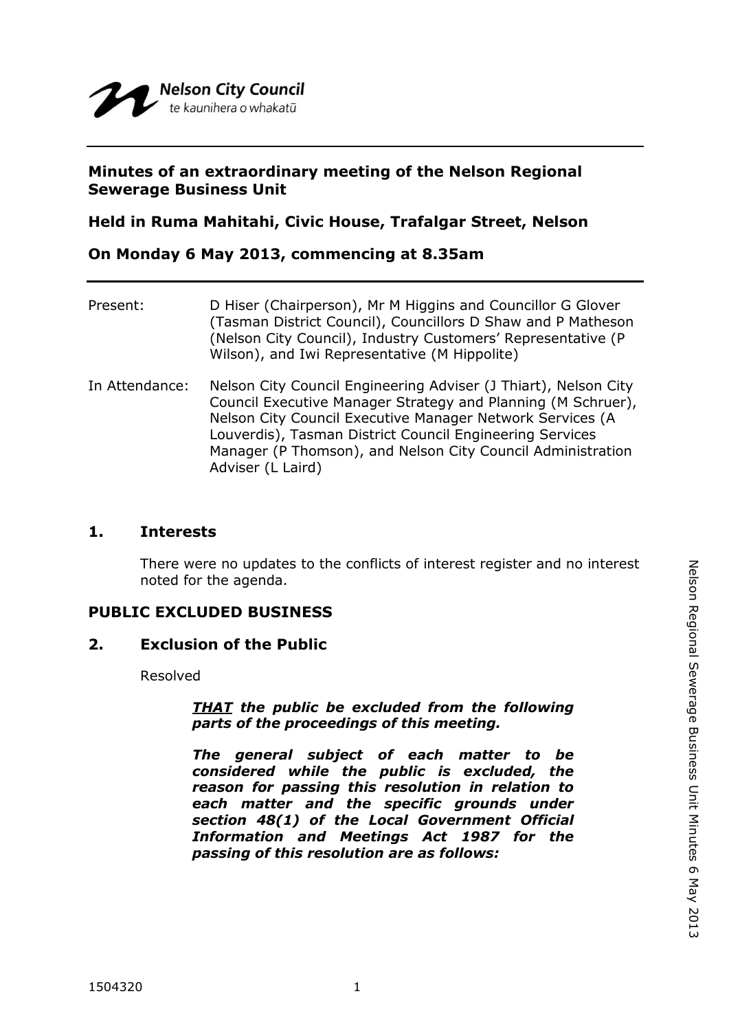Nelson City Council
te kaunihera o whakatū

---

**Minutes of an extraordinary meeting of the Nelson Regional Sewerage Business Unit**

**Held in Ruma Mahitahi, Civic House, Trafalgar Street, Nelson**

**On Monday 6 May 2013, commencing at 8.35am**

---

Present: D Hiser (Chairperson), Mr M Higgins and Councillor G Glover (Tasman District Council), Councillors D Shaw and P Matheson (Nelson City Council), Industry Customers' Representative (P Wilson), and Iwi Representative (M Hippolite)

In Attendance: Nelson City Council Engineering Adviser (J Thiart), Nelson City Council Executive Manager Strategy and Planning (M Schruer), Nelson City Council Executive Manager Network Services (A Louverdis), Tasman District Council Engineering Services Manager (P Thomson), and Nelson City Council Administration Adviser (L Laird)

## 1. Interests

There were no updates to the conflicts of interest register and no interest noted for the agenda.

## PUBLIC EXCLUDED BUSINESS

## 2. Exclusion of the Public

Resolved

> ***THAT** the public be excluded from the following parts of the proceedings of this meeting.*
>
> ***The general subject of each matter to be considered while the public is excluded, the reason for passing this resolution in relation to each matter and the specific grounds under section 48(1) of the Local Government Official Information and Meetings Act 1987 for the passing of this resolution are as follows:***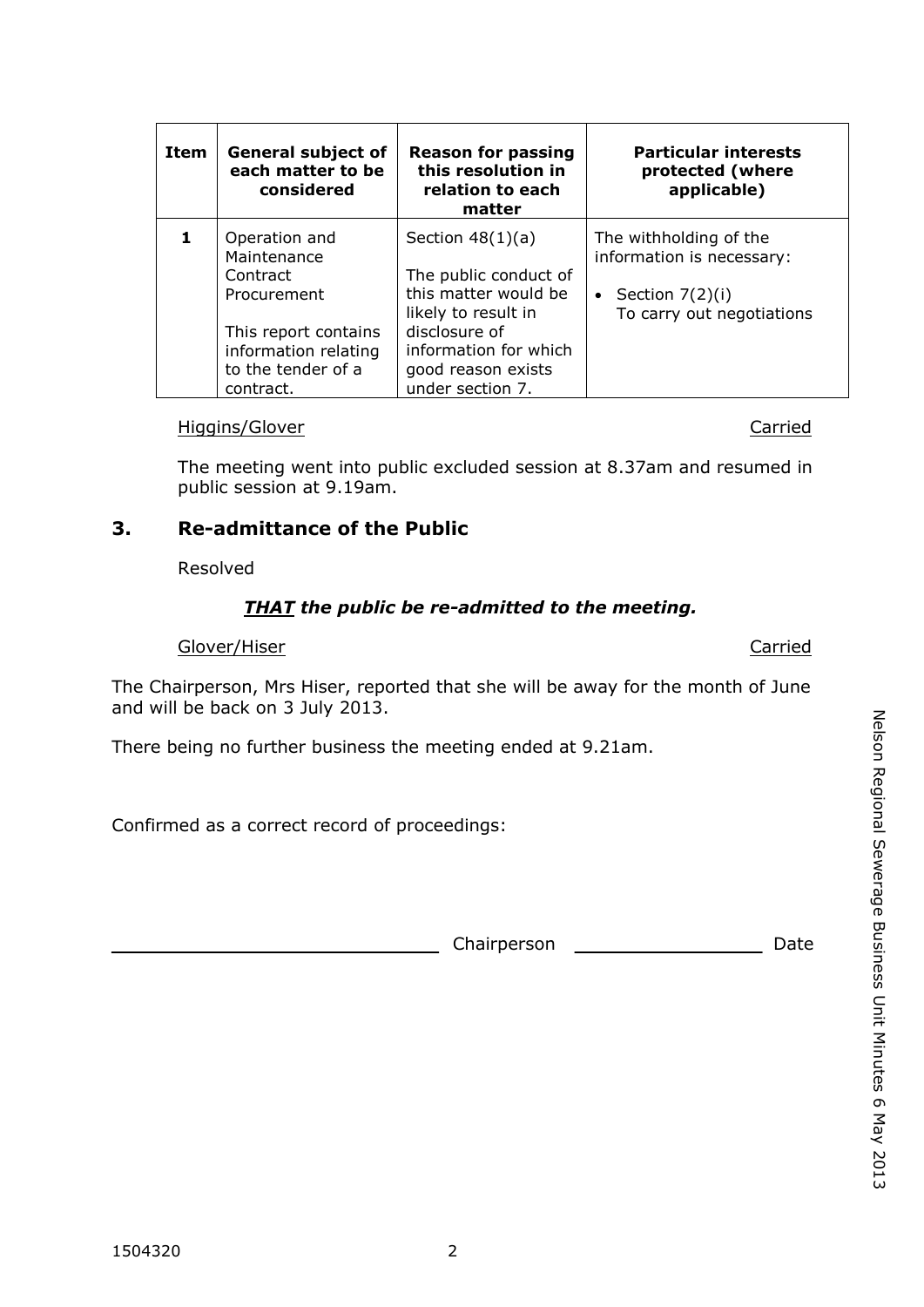| Item | General subject of each matter to be considered | Reason for passing this resolution in relation to each matter | Particular interests protected (where applicable) |
|---|---|---|---|
| **1** | Operation and Maintenance Contract Procurement<br><br>This report contains information relating to the tender of a contract. | Section 48(1)(a)<br><br>The public conduct of this matter would be likely to result in disclosure of information for which good reason exists under section 7. | The withholding of the information is necessary:<br><br>• Section 7(2)(i) To carry out negotiations |

Higgins/Glover Carried

The meeting went into public excluded session at 8.37am and resumed in public session at 9.19am.

## 3. Re-admittance of the Public

Resolved

***THAT the public be re-admitted to the meeting.***

Glover/Hiser Carried

The Chairperson, Mrs Hiser, reported that she will be away for the month of June and will be back on 3 July 2013.

There being no further business the meeting ended at 9.21am.

Confirmed as a correct record of proceedings:

\_\_\_\_\_\_\_\_\_\_\_\_\_\_\_\_\_\_\_\_\_\_\_\_\_\_\_\_\_\_ Chairperson \_\_\_\_\_\_\_\_\_\_\_\_\_\_\_\_\_\_ Date